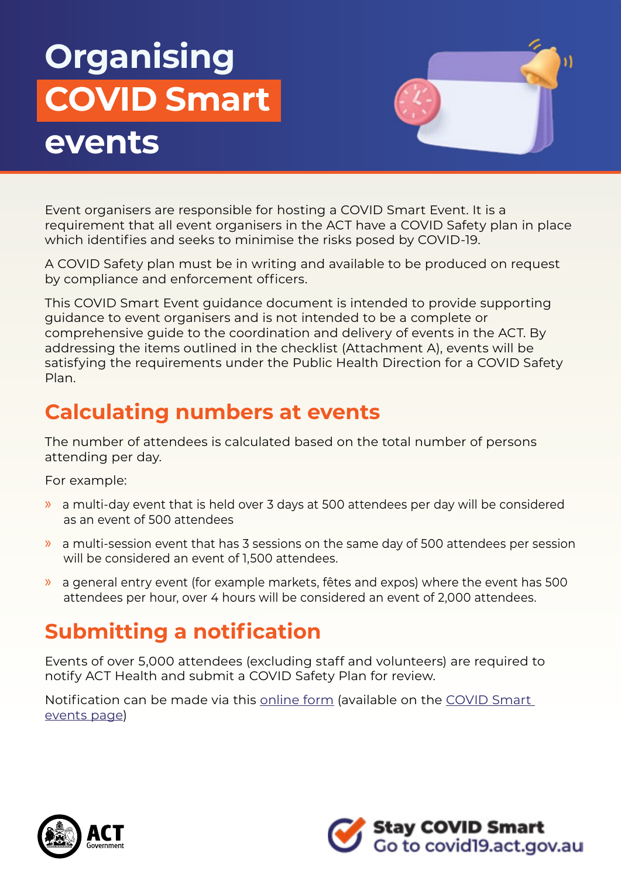# Organising COVID Smart events

Event organisers are responsible for hosting a COVID Smart Event. It is a requirement that all event organisers in the ACT have a COVID Safety plan in place which identifies and seeks to minimise the risks posed by COVID-19.

A COVID Safety plan must be in writing and available to be produced on request by compliance and enforcement officers.

This COVID Smart Event guidance document is intended to provide supporting guidance to event organisers and is not intended to be a complete or comprehensive guide to the coordination and delivery of events in the ACT. By addressing the items outlined in the checklist (Attachment A), events will be satisfying the requirements under the Public Health Direction for a COVID Safety Plan.

## Calculating numbers at events

The number of attendees is calculated based on the total number of persons attending per day.

For example:

- a multi-day event that is held over 3 days at 500 attendees per day will be considered as an event of 500 attendees
- a multi-session event that has 3 sessions on the same day of 500 attendees per session will be considered an event of 1,500 attendees.
- a general entry event (for example markets, fêtes and expos) where the event has 500 attendees per hour, over 4 hours will be considered an event of 2,000 attendees.

## Submitting a notification

Events of over 5,000 attendees (excluding staff and volunteers) are required to notify ACT Health and submit a COVID Safety Plan for review.

Notification can be made via this online form (available on the COVID Smart events page)

ACT Government

Stay COVID Smart
Go to covid19.act.gov.au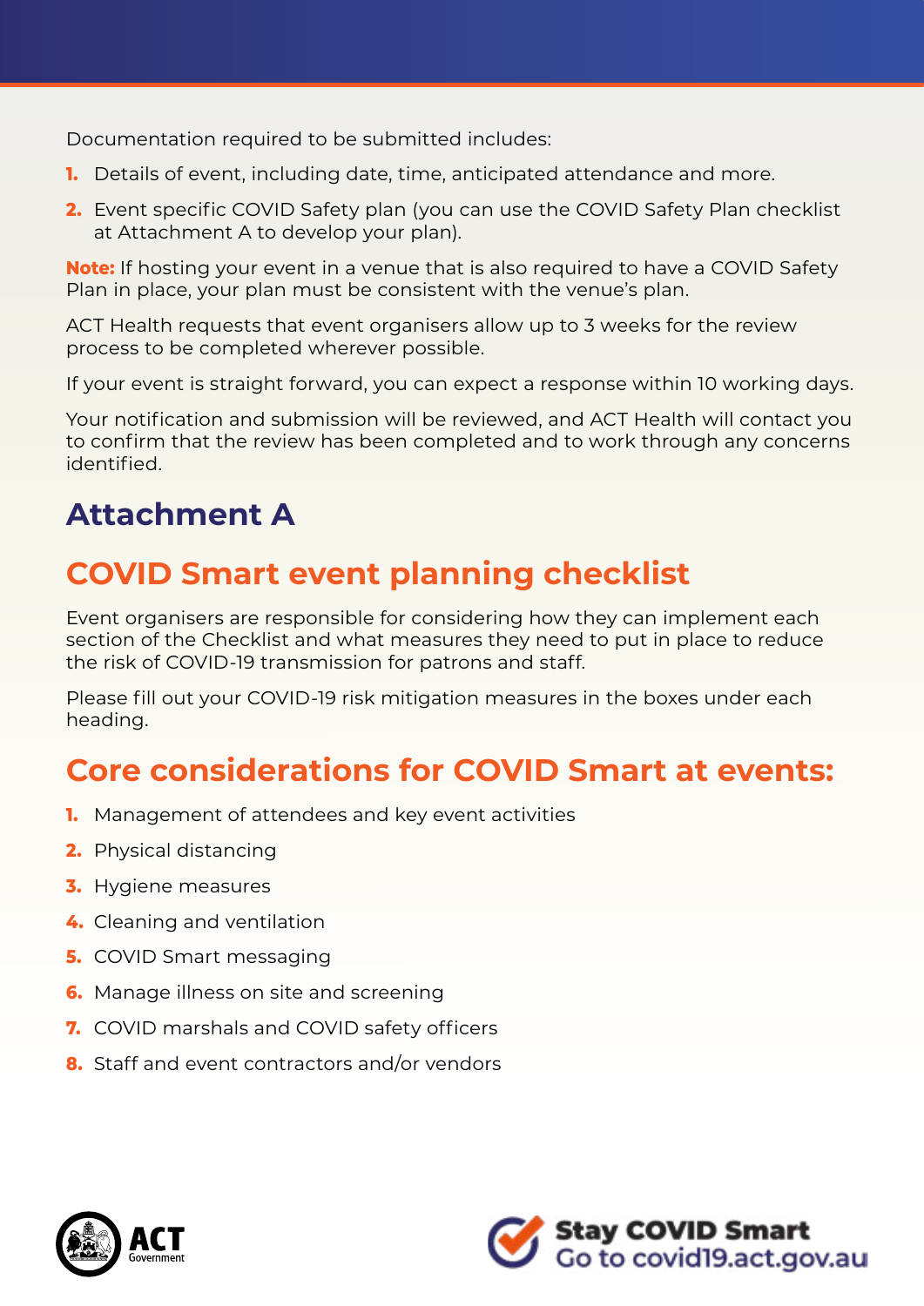Documentation required to be submitted includes:

1. Details of event, including date, time, anticipated attendance and more.
2. Event specific COVID Safety plan (you can use the COVID Safety Plan checklist at Attachment A to develop your plan).

**Note:** If hosting your event in a venue that is also required to have a COVID Safety Plan in place, your plan must be consistent with the venue's plan.

ACT Health requests that event organisers allow up to 3 weeks for the review process to be completed wherever possible.

If your event is straight forward, you can expect a response within 10 working days.

Your notification and submission will be reviewed, and ACT Health will contact you to confirm that the review has been completed and to work through any concerns identified.

## Attachment A

## COVID Smart event planning checklist

Event organisers are responsible for considering how they can implement each section of the Checklist and what measures they need to put in place to reduce the risk of COVID-19 transmission for patrons and staff.

Please fill out your COVID-19 risk mitigation measures in the boxes under each heading.

## Core considerations for COVID Smart at events:

1. Management of attendees and key event activities
2. Physical distancing
3. Hygiene measures
4. Cleaning and ventilation
5. COVID Smart messaging
6. Manage illness on site and screening
7. COVID marshals and COVID safety officers
8. Staff and event contractors and/or vendors

**Stay COVID Smart**
Go to covid19.act.gov.au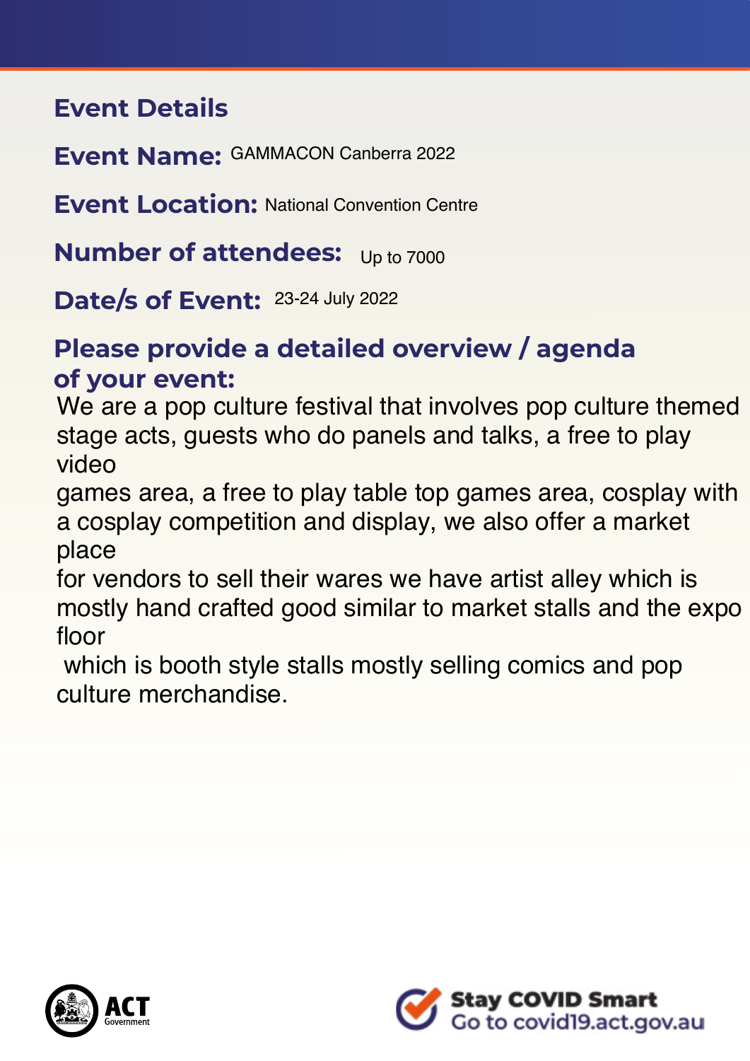## Event Details

**Event Name:** GAMMACON Canberra 2022

**Event Location:** National Convention Centre

**Number of attendees:** Up to 7000

**Date/s of Event:** 23-24 July 2022

**Please provide a detailed overview / agenda of your event:**

We are a pop culture festival that involves pop culture themed stage acts, guests who do panels and talks, a free to play video games area, a free to play table top games area, cosplay with a cosplay competition and display, we also offer a market place for vendors to sell their wares we have artist alley which is mostly hand crafted good similar to market stalls and the expo floor which is booth style stalls mostly selling comics and pop culture merchandise.

ACT Government

Stay COVID Smart
Go to covid19.act.gov.au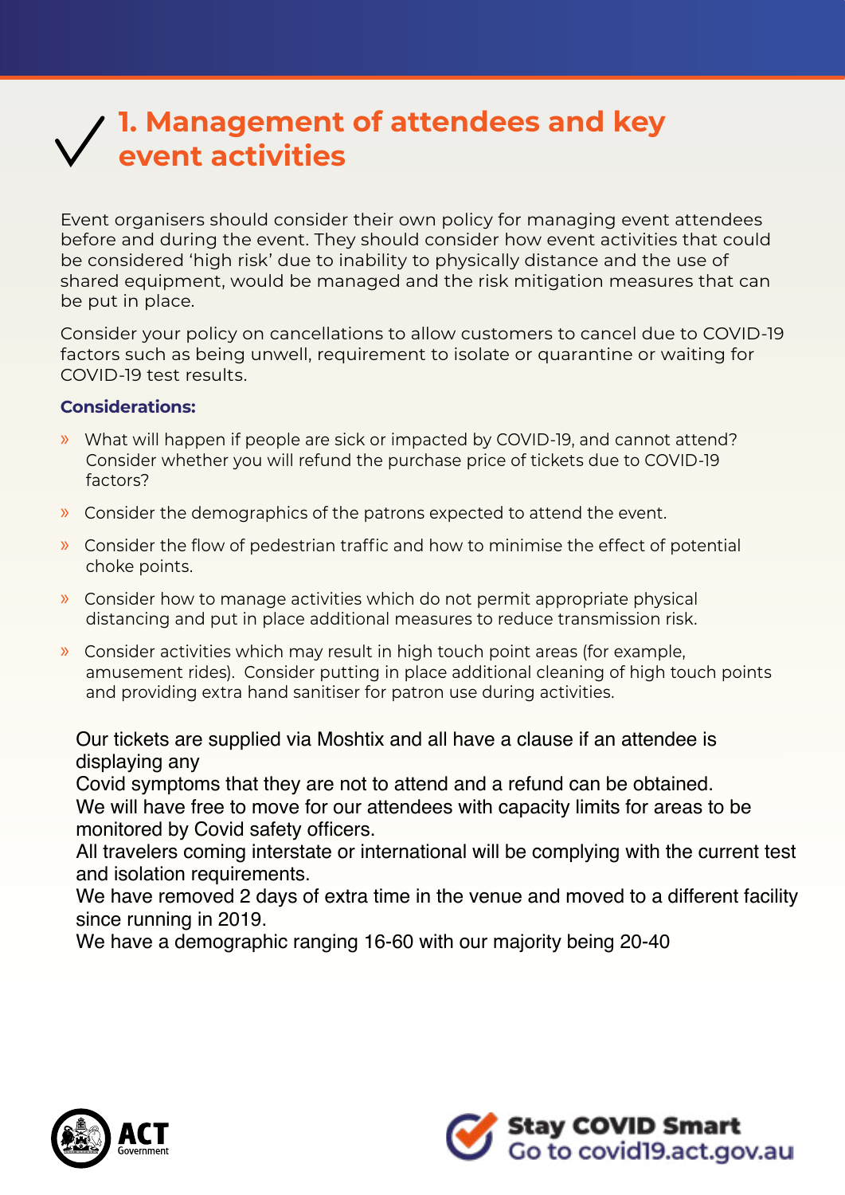## 1. Management of attendees and key event activities

Event organisers should consider their own policy for managing event attendees before and during the event. They should consider how event activities that could be considered 'high risk' due to inability to physically distance and the use of shared equipment, would be managed and the risk mitigation measures that can be put in place.

Consider your policy on cancellations to allow customers to cancel due to COVID-19 factors such as being unwell, requirement to isolate or quarantine or waiting for COVID-19 test results.

**Considerations:**

- What will happen if people are sick or impacted by COVID-19, and cannot attend? Consider whether you will refund the purchase price of tickets due to COVID-19 factors?
- Consider the demographics of the patrons expected to attend the event.
- Consider the flow of pedestrian traffic and how to minimise the effect of potential choke points.
- Consider how to manage activities which do not permit appropriate physical distancing and put in place additional measures to reduce transmission risk.
- Consider activities which may result in high touch point areas (for example, amusement rides). Consider putting in place additional cleaning of high touch points and providing extra hand sanitiser for patron use during activities.

Our tickets are supplied via Moshtix and all have a clause if an attendee is displaying any
Covid symptoms that they are not to attend and a refund can be obtained.
We will have free to move for our attendees with capacity limits for areas to be monitored by Covid safety officers.
All travelers coming interstate or international will be complying with the current test and isolation requirements.
We have removed 2 days of extra time in the venue and moved to a different facility since running in 2019.
We have a demographic ranging 16-60 with our majority being 20-40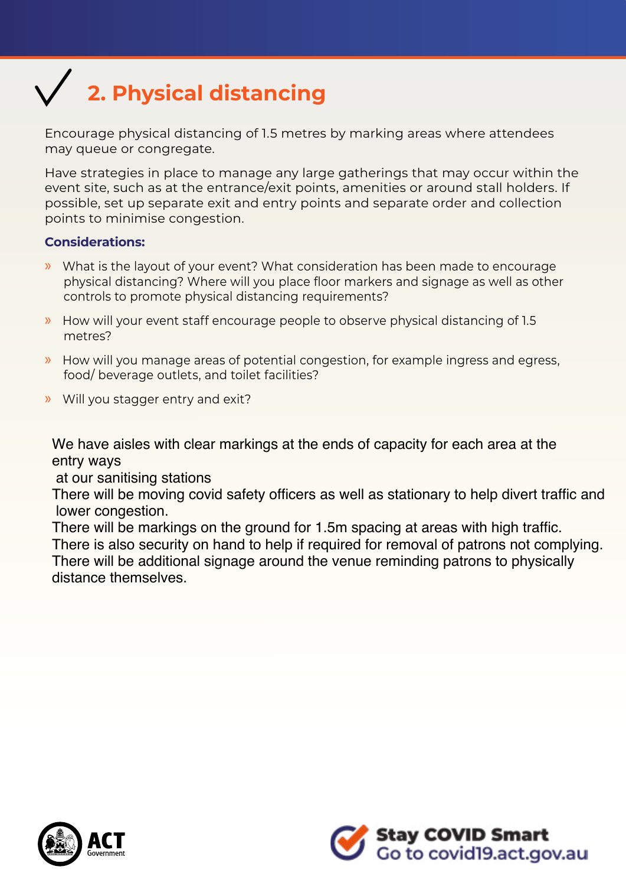## ✓ 2. Physical distancing

Encourage physical distancing of 1.5 metres by marking areas where attendees may queue or congregate.

Have strategies in place to manage any large gatherings that may occur within the event site, such as at the entrance/exit points, amenities or around stall holders. If possible, set up separate exit and entry points and separate order and collection points to minimise congestion.

**Considerations:**

- What is the layout of your event? What consideration has been made to encourage physical distancing? Where will you place floor markers and signage as well as other controls to promote physical distancing requirements?
- How will your event staff encourage people to observe physical distancing of 1.5 metres?
- How will you manage areas of potential congestion, for example ingress and egress, food/ beverage outlets, and toilet facilities?
- Will you stagger entry and exit?

We have aisles with clear markings at the ends of capacity for each area at the entry ways
at our sanitising stations
There will be moving covid safety officers as well as stationary to help divert traffic and lower congestion.
There will be markings on the ground for 1.5m spacing at areas with high traffic.
There is also security on hand to help if required for removal of patrons not complying.
There will be additional signage around the venue reminding patrons to physically distance themselves.

ACT Government

Stay COVID Smart
Go to covid19.act.gov.au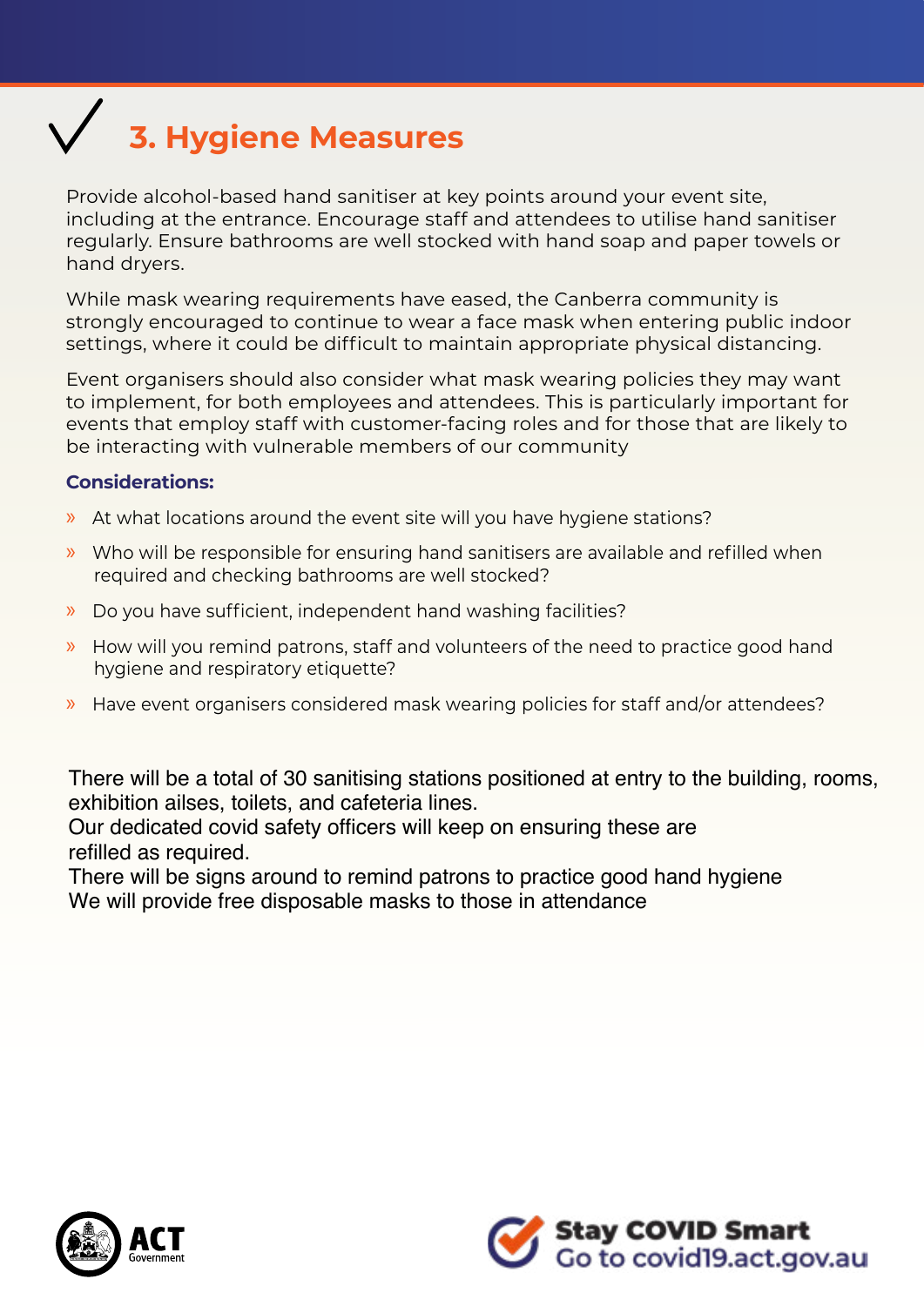# 3. Hygiene Measures

Provide alcohol-based hand sanitiser at key points around your event site, including at the entrance. Encourage staff and attendees to utilise hand sanitiser regularly. Ensure bathrooms are well stocked with hand soap and paper towels or hand dryers.

While mask wearing requirements have eased, the Canberra community is strongly encouraged to continue to wear a face mask when entering public indoor settings, where it could be difficult to maintain appropriate physical distancing.

Event organisers should also consider what mask wearing policies they may want to implement, for both employees and attendees. This is particularly important for events that employ staff with customer-facing roles and for those that are likely to be interacting with vulnerable members of our community

**Considerations:**

- At what locations around the event site will you have hygiene stations?
- Who will be responsible for ensuring hand sanitisers are available and refilled when required and checking bathrooms are well stocked?
- Do you have sufficient, independent hand washing facilities?
- How will you remind patrons, staff and volunteers of the need to practice good hand hygiene and respiratory etiquette?
- Have event organisers considered mask wearing policies for staff and/or attendees?

There will be a total of 30 sanitising stations positioned at entry to the building, rooms, exhibition ailses, toilets, and cafeteria lines.
Our dedicated covid safety officers will keep on ensuring these are refilled as required.
There will be signs around to remind patrons to practice good hand hygiene
We will provide free disposable masks to those in attendance

ACT Government

Stay COVID Smart
Go to covid19.act.gov.au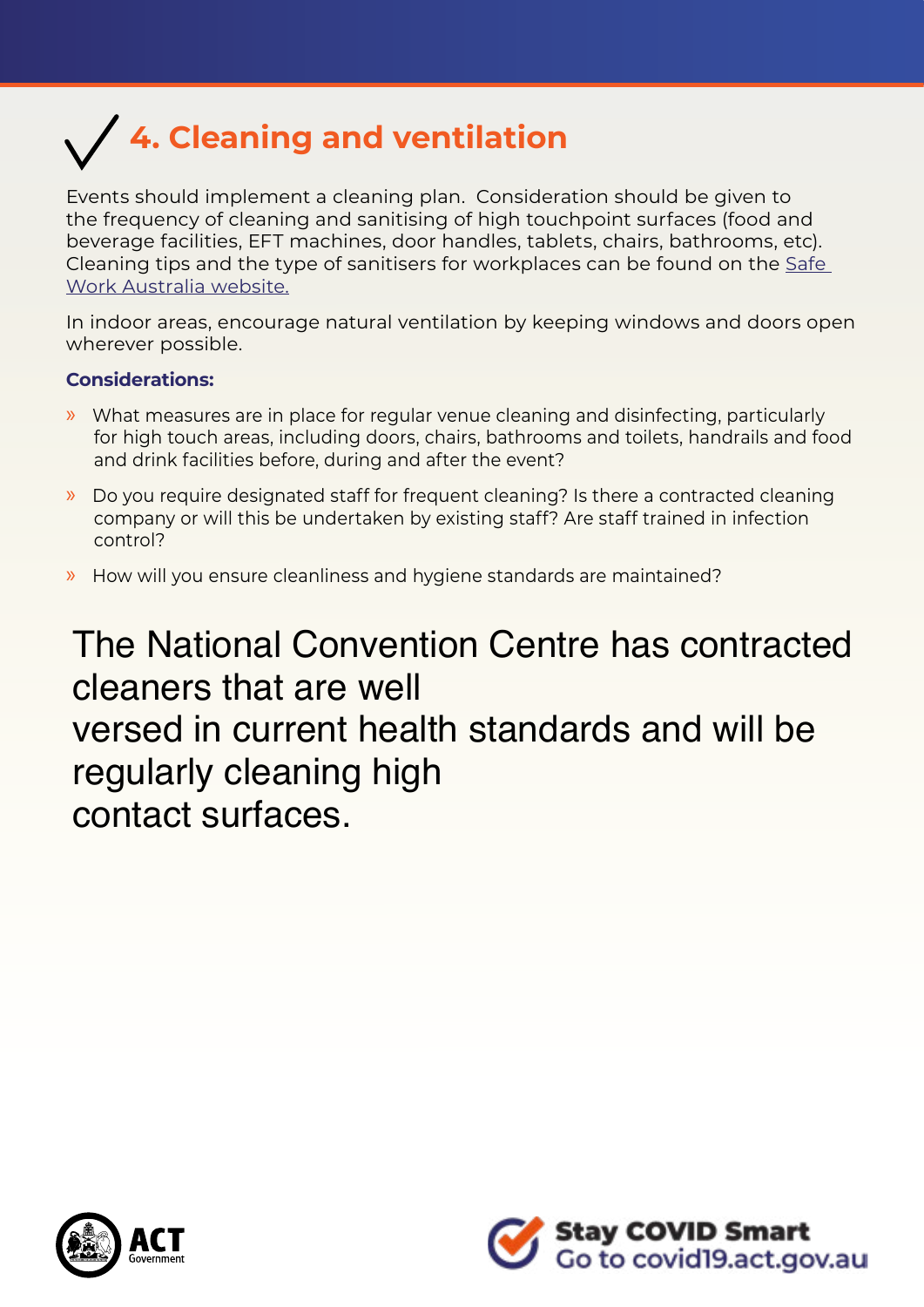## 4. Cleaning and ventilation

Events should implement a cleaning plan. Consideration should be given to the frequency of cleaning and sanitising of high touchpoint surfaces (food and beverage facilities, EFT machines, door handles, tablets, chairs, bathrooms, etc). Cleaning tips and the type of sanitisers for workplaces can be found on the [Safe Work Australia website.]

In indoor areas, encourage natural ventilation by keeping windows and doors open wherever possible.

**Considerations:**

- What measures are in place for regular venue cleaning and disinfecting, particularly for high touch areas, including doors, chairs, bathrooms and toilets, handrails and food and drink facilities before, during and after the event?
- Do you require designated staff for frequent cleaning? Is there a contracted cleaning company or will this be undertaken by existing staff? Are staff trained in infection control?
- How will you ensure cleanliness and hygiene standards are maintained?

The National Convention Centre has contracted cleaners that are well versed in current health standards and will be regularly cleaning high contact surfaces.

Stay COVID Smart
Go to covid19.act.gov.au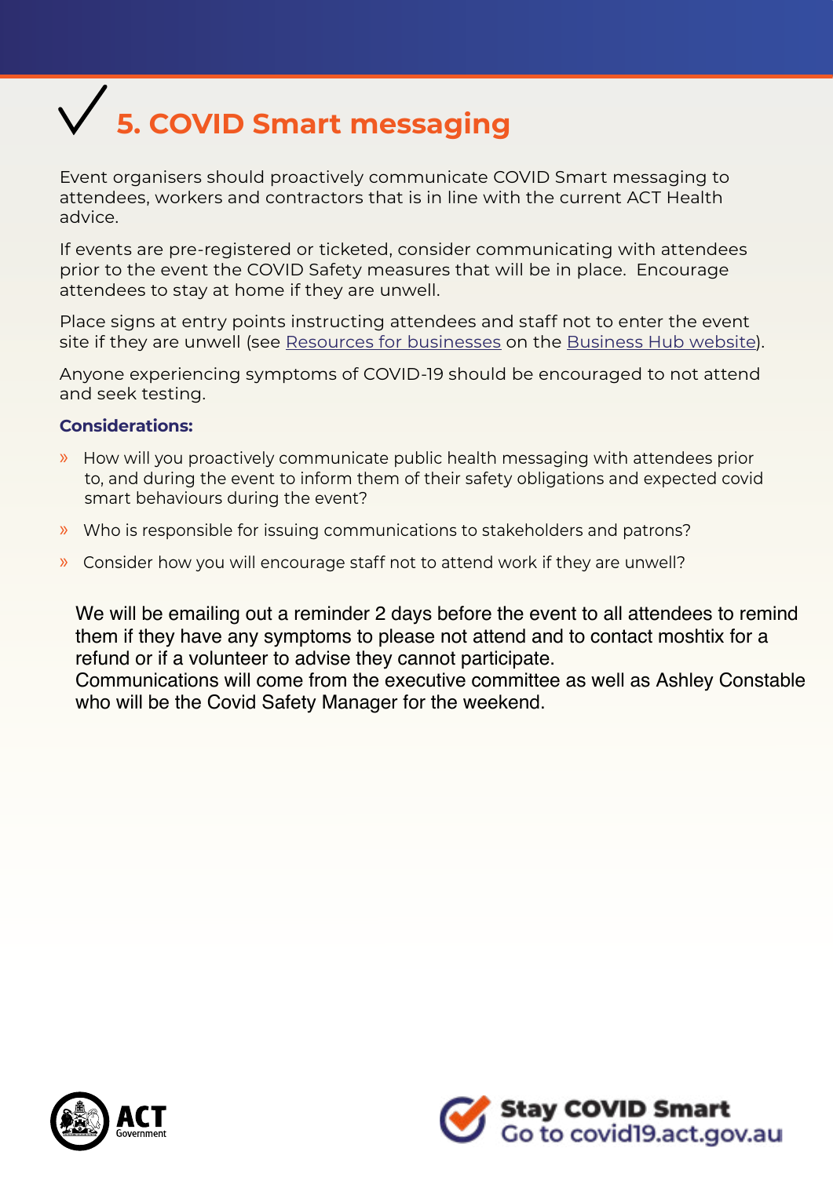# 5. COVID Smart messaging

Event organisers should proactively communicate COVID Smart messaging to attendees, workers and contractors that is in line with the current ACT Health advice.

If events are pre-registered or ticketed, consider communicating with attendees prior to the event the COVID Safety measures that will be in place. Encourage attendees to stay at home if they are unwell.

Place signs at entry points instructing attendees and staff not to enter the event site if they are unwell (see Resources for businesses on the Business Hub website).

Anyone experiencing symptoms of COVID-19 should be encouraged to not attend and seek testing.

**Considerations:**

- How will you proactively communicate public health messaging with attendees prior to, and during the event to inform them of their safety obligations and expected covid smart behaviours during the event?
- Who is responsible for issuing communications to stakeholders and patrons?
- Consider how you will encourage staff not to attend work if they are unwell?

We will be emailing out a reminder 2 days before the event to all attendees to remind them if they have any symptoms to please not attend and to contact moshtix for a refund or if a volunteer to advise they cannot participate.
Communications will come from the executive committee as well as Ashley Constable who will be the Covid Safety Manager for the weekend.

Stay COVID Smart
Go to covid19.act.gov.au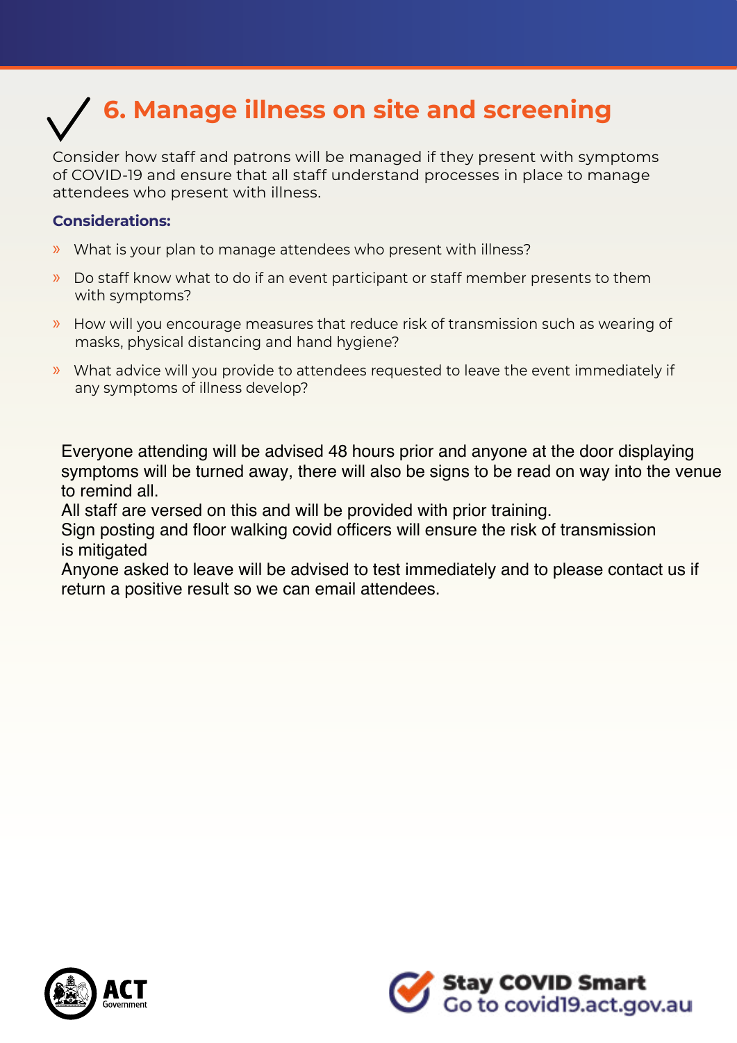## 6. Manage illness on site and screening

Consider how staff and patrons will be managed if they present with symptoms of COVID-19 and ensure that all staff understand processes in place to manage attendees who present with illness.

**Considerations:**

- What is your plan to manage attendees who present with illness?
- Do staff know what to do if an event participant or staff member presents to them with symptoms?
- How will you encourage measures that reduce risk of transmission such as wearing of masks, physical distancing and hand hygiene?
- What advice will you provide to attendees requested to leave the event immediately if any symptoms of illness develop?

Everyone attending will be advised 48 hours prior and anyone at the door displaying symptoms will be turned away, there will also be signs to be read on way into the venue to remind all.
All staff are versed on this and will be provided with prior training.
Sign posting and floor walking covid officers will ensure the risk of transmission is mitigated
Anyone asked to leave will be advised to test immediately and to please contact us if return a positive result so we can email attendees.

ACT Government

**Stay COVID Smart**
Go to covid19.act.gov.au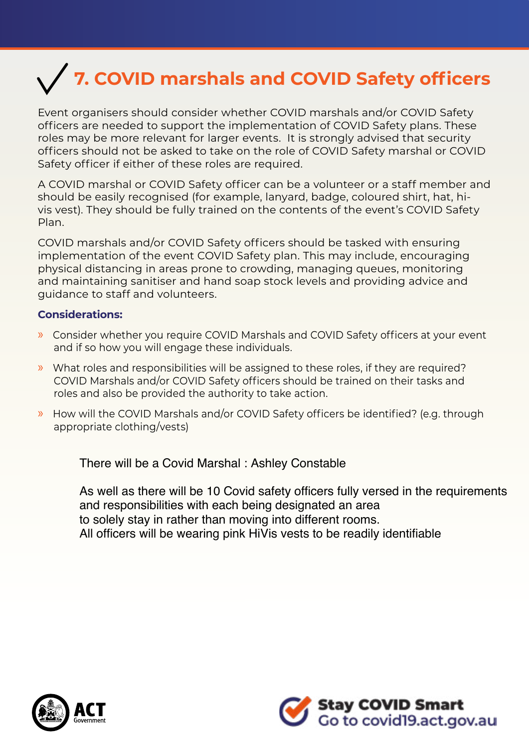# 7. COVID marshals and COVID Safety officers

Event organisers should consider whether COVID marshals and/or COVID Safety officers are needed to support the implementation of COVID Safety plans. These roles may be more relevant for larger events. It is strongly advised that security officers should not be asked to take on the role of COVID Safety marshal or COVID Safety officer if either of these roles are required.

A COVID marshal or COVID Safety officer can be a volunteer or a staff member and should be easily recognised (for example, lanyard, badge, coloured shirt, hat, hi-vis vest). They should be fully trained on the contents of the event's COVID Safety Plan.

COVID marshals and/or COVID Safety officers should be tasked with ensuring implementation of the event COVID Safety plan. This may include, encouraging physical distancing in areas prone to crowding, managing queues, monitoring and maintaining sanitiser and hand soap stock levels and providing advice and guidance to staff and volunteers.

**Considerations:**

- Consider whether you require COVID Marshals and COVID Safety officers at your event and if so how you will engage these individuals.
- What roles and responsibilities will be assigned to these roles, if they are required? COVID Marshals and/or COVID Safety officers should be trained on their tasks and roles and also be provided the authority to take action.
- How will the COVID Marshals and/or COVID Safety officers be identified? (e.g. through appropriate clothing/vests)

There will be a Covid Marshal : Ashley Constable

As well as there will be 10 Covid safety officers fully versed in the requirements and responsibilities with each being designated an area
to solely stay in rather than moving into different rooms.
All officers will be wearing pink HiVis vests to be readily identifiable

ACT Government

Stay COVID Smart
Go to covid19.act.gov.au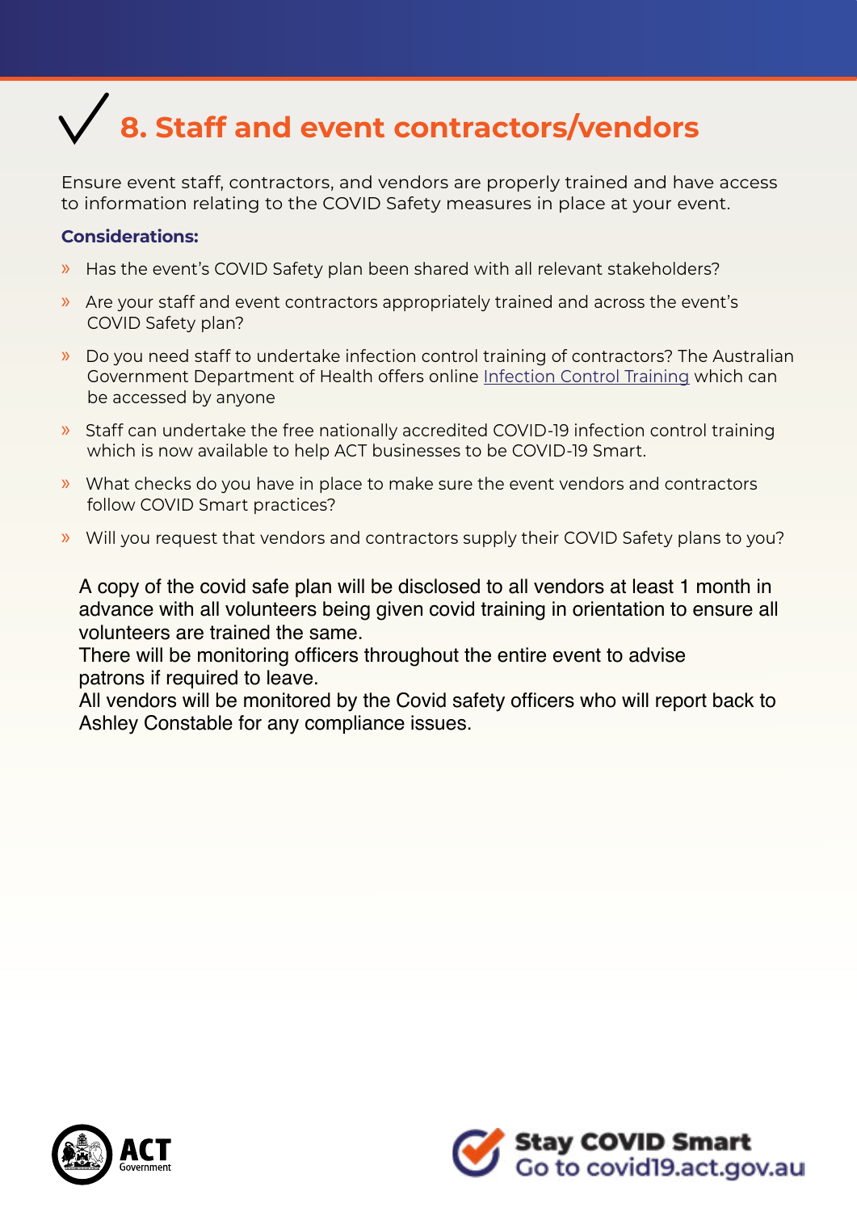# ✓ 8. Staff and event contractors/vendors

Ensure event staff, contractors, and vendors are properly trained and have access to information relating to the COVID Safety measures in place at your event.

**Considerations:**

- Has the event's COVID Safety plan been shared with all relevant stakeholders?
- Are your staff and event contractors appropriately trained and across the event's COVID Safety plan?
- Do you need staff to undertake infection control training of contractors? The Australian Government Department of Health offers online Infection Control Training which can be accessed by anyone
- Staff can undertake the free nationally accredited COVID-19 infection control training which is now available to help ACT businesses to be COVID-19 Smart.
- What checks do you have in place to make sure the event vendors and contractors follow COVID Smart practices?
- Will you request that vendors and contractors supply their COVID Safety plans to you?

A copy of the covid safe plan will be disclosed to all vendors at least 1 month in advance with all volunteers being given covid training in orientation to ensure all volunteers are trained the same.
There will be monitoring officers throughout the entire event to advise patrons if required to leave.
All vendors will be monitored by the Covid safety officers who will report back to Ashley Constable for any compliance issues.

ACT Government

Stay COVID Smart
Go to covid19.act.gov.au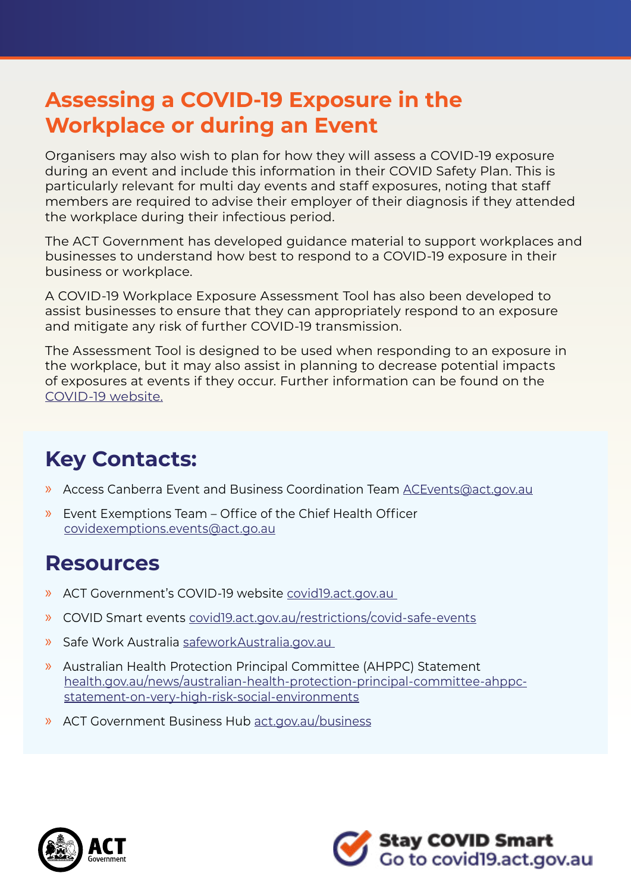# Assessing a COVID-19 Exposure in the Workplace or during an Event

Organisers may also wish to plan for how they will assess a COVID-19 exposure during an event and include this information in their COVID Safety Plan. This is particularly relevant for multi day events and staff exposures, noting that staff members are required to advise their employer of their diagnosis if they attended the workplace during their infectious period.

The ACT Government has developed guidance material to support workplaces and businesses to understand how best to respond to a COVID-19 exposure in their business or workplace.

A COVID-19 Workplace Exposure Assessment Tool has also been developed to assist businesses to ensure that they can appropriately respond to an exposure and mitigate any risk of further COVID-19 transmission.

The Assessment Tool is designed to be used when responding to an exposure in the workplace, but it may also assist in planning to decrease potential impacts of exposures at events if they occur. Further information can be found on the COVID-19 website.

## Key Contacts:

- Access Canberra Event and Business Coordination Team ACEvents@act.gov.au
- Event Exemptions Team – Office of the Chief Health Officer covidexemptions.events@act.go.au

## Resources

- ACT Government's COVID-19 website covid19.act.gov.au
- COVID Smart events covid19.act.gov.au/restrictions/covid-safe-events
- Safe Work Australia safeworkAustralia.gov.au
- Australian Health Protection Principal Committee (AHPPC) Statement health.gov.au/news/australian-health-protection-principal-committee-ahppc-statement-on-very-high-risk-social-environments
- ACT Government Business Hub act.gov.au/business

ACT Government

**Stay COVID Smart**
Go to covid19.act.gov.au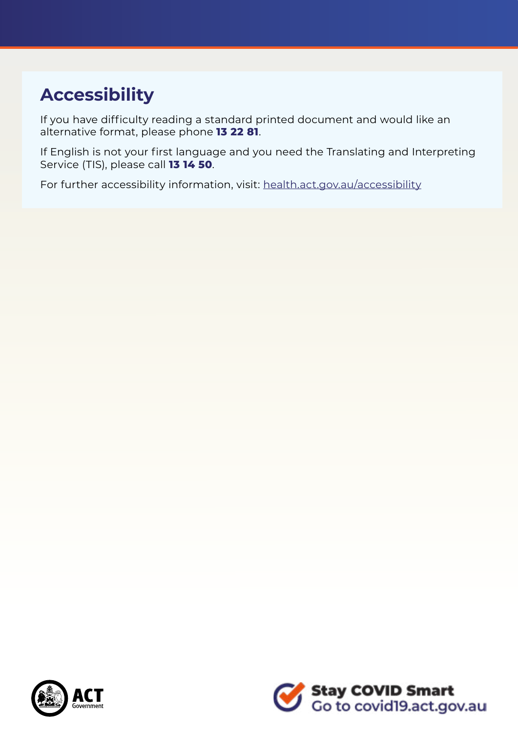## Accessibility

If you have difficulty reading a standard printed document and would like an alternative format, please phone **13 22 81**.

If English is not your first language and you need the Translating and Interpreting Service (TIS), please call **13 14 50**.

For further accessibility information, visit: health.act.gov.au/accessibility

ACT Government

**Stay COVID Smart**
Go to covid19.act.gov.au